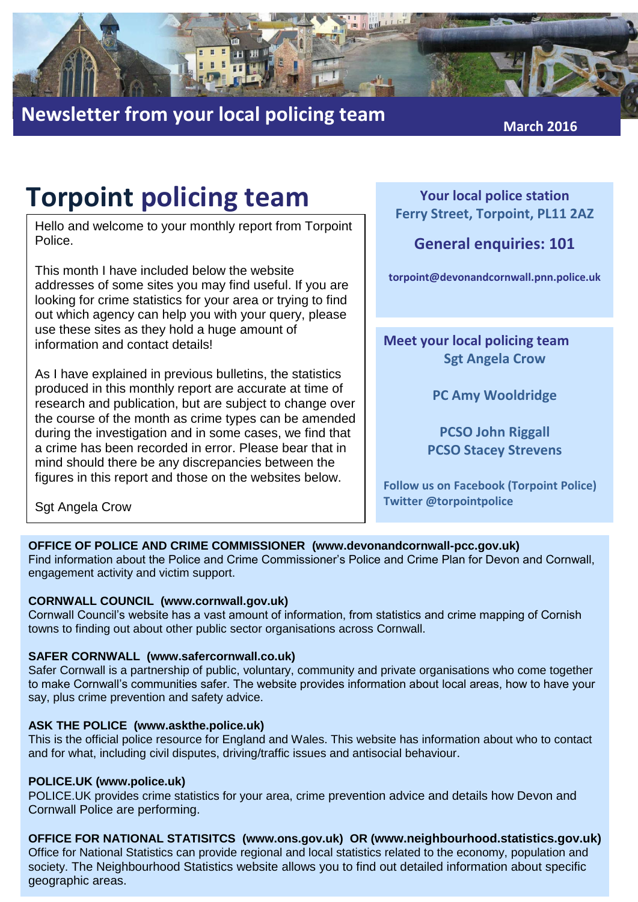## Newsletter from your local policing team

March 2016

# Torpoint policing team

Hello and welcome to your monthly report from Torpoint Police.

This month I have included below the website addresses of some sites you may find useful. If you are looking for crime statistics for your area or trying to find out which agency can help you with your query, please use these sites as they hold a huge amount of information and contact details!

As I have explained in previous bulletins, the statistics produced in this monthly report are accurate at time of research and publication, but are subject to change over the course of the month as crime types can be amended during the investigation and in some cases, we find that a crime has been recorded in error. Please bear that in mind should there be any discrepancies between the figures in this report and those on the websites below.

Sgt Angela Crow

**Your local police station**
**Ferry Street, Torpoint, PL11 2AZ**

**General enquiries: 101**

**torpoint@devonandcornwall.pnn.police.uk**

**Meet your local policing team**

**Sgt Angela Crow**

**PC Amy Wooldridge**

**PCSO John Riggall**
**PCSO Stacey Strevens**

**Follow us on Facebook (Torpoint Police)**
**Twitter @torpointpolice**

**OFFICE OF POLICE AND CRIME COMMISSIONER (www.devonandcornwall-pcc.gov.uk)**
Find information about the Police and Crime Commissioner's Police and Crime Plan for Devon and Cornwall, engagement activity and victim support.

**CORNWALL COUNCIL (www.cornwall.gov.uk)**
Cornwall Council's website has a vast amount of information, from statistics and crime mapping of Cornish towns to finding out about other public sector organisations across Cornwall.

**SAFER CORNWALL (www.safercornwall.co.uk)**
Safer Cornwall is a partnership of public, voluntary, community and private organisations who come together to make Cornwall's communities safer. The website provides information about local areas, how to have your say, plus crime prevention and safety advice.

**ASK THE POLICE (www.askthe.police.uk)**
This is the official police resource for England and Wales. This website has information about who to contact and for what, including civil disputes, driving/traffic issues and antisocial behaviour.

**POLICE.UK (www.police.uk)**
POLICE.UK provides crime statistics for your area, crime prevention advice and details how Devon and Cornwall Police are performing.

**OFFICE FOR NATIONAL STATISITCS (www.ons.gov.uk) OR (www.neighbourhood.statistics.gov.uk)**
Office for National Statistics can provide regional and local statistics related to the economy, population and society. The Neighbourhood Statistics website allows you to find out detailed information about specific geographic areas.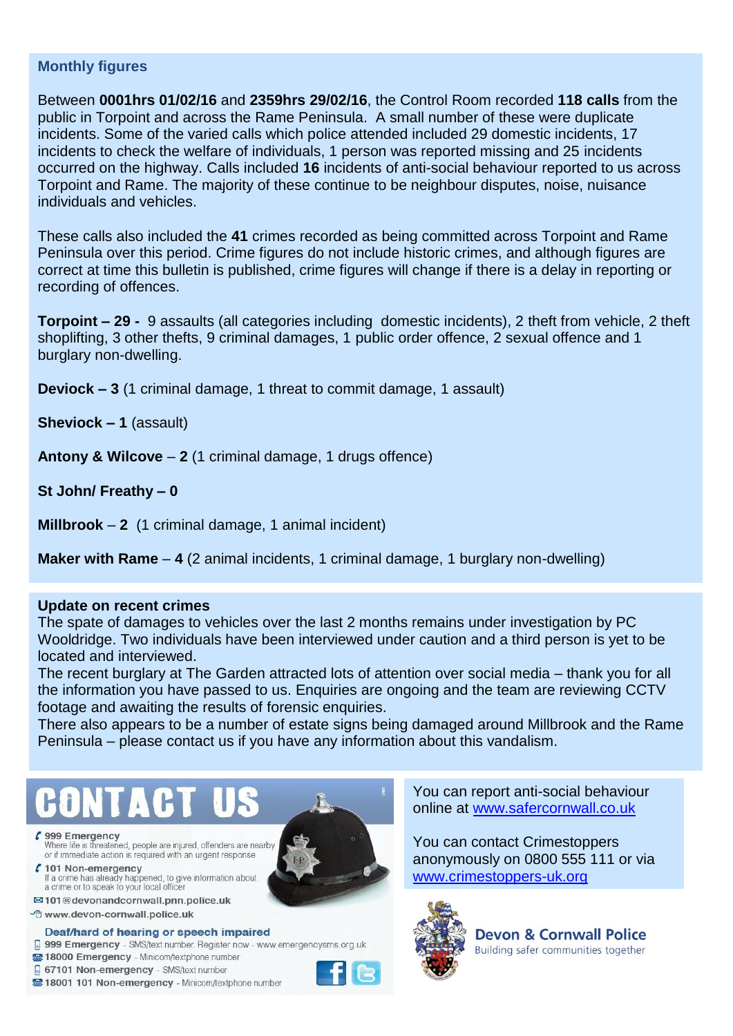## Monthly figures

Between **0001hrs 01/02/16** and **2359hrs 29/02/16**, the Control Room recorded **118 calls** from the public in Torpoint and across the Rame Peninsula. A small number of these were duplicate incidents. Some of the varied calls which police attended included 29 domestic incidents, 17 incidents to check the welfare of individuals, 1 person was reported missing and 25 incidents occurred on the highway. Calls included **16** incidents of anti-social behaviour reported to us across Torpoint and Rame. The majority of these continue to be neighbour disputes, noise, nuisance individuals and vehicles.

These calls also included the **41** crimes recorded as being committed across Torpoint and Rame Peninsula over this period. Crime figures do not include historic crimes, and although figures are correct at time this bulletin is published, crime figures will change if there is a delay in reporting or recording of offences.

**Torpoint – 29 -** 9 assaults (all categories including domestic incidents), 2 theft from vehicle, 2 theft shoplifting, 3 other thefts, 9 criminal damages, 1 public order offence, 2 sexual offence and 1 burglary non-dwelling.

**Deviock – 3** (1 criminal damage, 1 threat to commit damage, 1 assault)

**Sheviock – 1** (assault)

**Antony & Wilcove** – **2** (1 criminal damage, 1 drugs offence)

**St John/ Freathy – 0**

**Millbrook** – **2** (1 criminal damage, 1 animal incident)

**Maker with Rame** – **4** (2 animal incidents, 1 criminal damage, 1 burglary non-dwelling)

## Update on recent crimes

The spate of damages to vehicles over the last 2 months remains under investigation by PC Wooldridge. Two individuals have been interviewed under caution and a third person is yet to be located and interviewed.

The recent burglary at The Garden attracted lots of attention over social media – thank you for all the information you have passed to us. Enquiries are ongoing and the team are reviewing CCTV footage and awaiting the results of forensic enquiries.

There also appears to be a number of estate signs being damaged around Millbrook and the Rame Peninsula – please contact us if you have any information about this vandalism.

## CONTACT US

**999 Emergency**
Where life is threatened, people are injured, offenders are nearby or if immediate action is required with an urgent response

**101 Non-emergency**
If a crime has already happened, to give information about a crime or to speak to your local officer

**101@devonandcornwall.pnn.police.uk**

**www.devon-cornwall.police.uk**

**Deaf/hard of hearing or speech impaired**

**999 Emergency** - SMS/text number. Register now - www.emergencysms.org.uk

**18000 Emergency** - Minicom/textphone number

**67101 Non-emergency** - SMS/text number

**18001 101 Non-emergency** - Minicom/textphone number

You can report anti-social behaviour online at www.safercornwall.co.uk

You can contact Crimestoppers anonymously on 0800 555 111 or via www.crimestoppers-uk.org

**Devon & Cornwall Police**
Building safer communities together